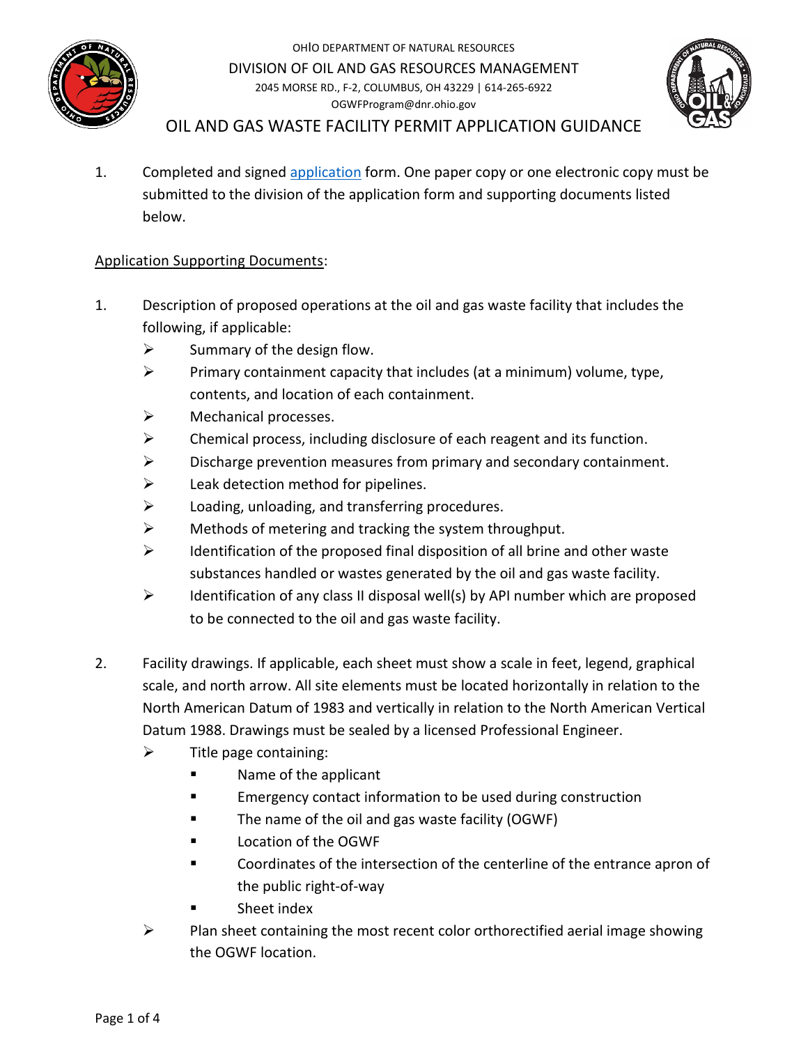OHIO DEPARTMENT OF NATURAL RESOURCES

DIVISION OF OIL AND GAS RESOURCES MANAGEMENT

2045 MORSE RD., F-2, COLUMBUS, OH 43229 | 614-265-6922

OGWFProgram@dnr.ohio.gov

# OIL AND GAS WASTE FACILITY PERMIT APPLICATION GUIDANCE

1. Completed and signed application form. One paper copy or one electronic copy must be submitted to the division of the application form and supporting documents listed below.

Application Supporting Documents:

1. Description of proposed operations at the oil and gas waste facility that includes the following, if applicable:
   - Summary of the design flow.
   - Primary containment capacity that includes (at a minimum) volume, type, contents, and location of each containment.
   - Mechanical processes.
   - Chemical process, including disclosure of each reagent and its function.
   - Discharge prevention measures from primary and secondary containment.
   - Leak detection method for pipelines.
   - Loading, unloading, and transferring procedures.
   - Methods of metering and tracking the system throughput.
   - Identification of the proposed final disposition of all brine and other waste substances handled or wastes generated by the oil and gas waste facility.
   - Identification of any class II disposal well(s) by API number which are proposed to be connected to the oil and gas waste facility.

2. Facility drawings. If applicable, each sheet must show a scale in feet, legend, graphical scale, and north arrow. All site elements must be located horizontally in relation to the North American Datum of 1983 and vertically in relation to the North American Vertical Datum 1988. Drawings must be sealed by a licensed Professional Engineer.
   - Title page containing:
     - Name of the applicant
     - Emergency contact information to be used during construction
     - The name of the oil and gas waste facility (OGWF)
     - Location of the OGWF
     - Coordinates of the intersection of the centerline of the entrance apron of the public right-of-way
     - Sheet index
   - Plan sheet containing the most recent color orthorectified aerial image showing the OGWF location.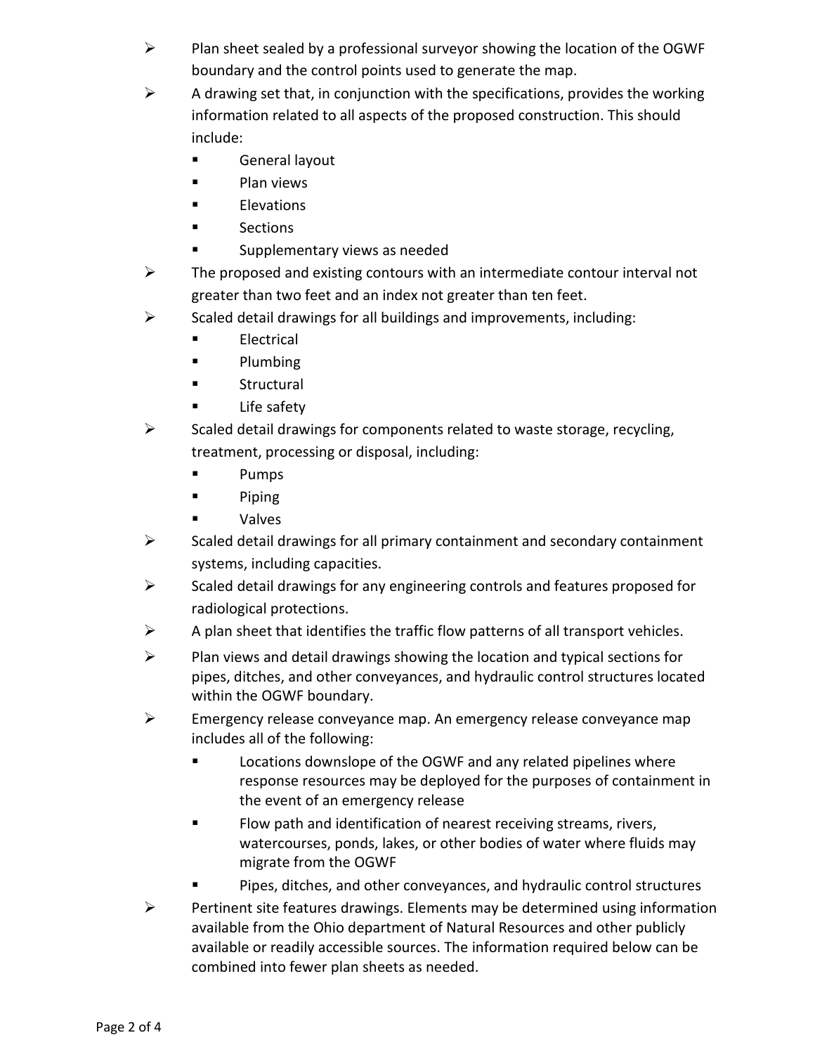- Plan sheet sealed by a professional surveyor showing the location of the OGWF boundary and the control points used to generate the map.
- A drawing set that, in conjunction with the specifications, provides the working information related to all aspects of the proposed construction. This should include:
  - General layout
  - Plan views
  - Elevations
  - Sections
  - Supplementary views as needed
- The proposed and existing contours with an intermediate contour interval not greater than two feet and an index not greater than ten feet.
- Scaled detail drawings for all buildings and improvements, including:
  - Electrical
  - Plumbing
  - Structural
  - Life safety
- Scaled detail drawings for components related to waste storage, recycling, treatment, processing or disposal, including:
  - Pumps
  - Piping
  - Valves
- Scaled detail drawings for all primary containment and secondary containment systems, including capacities.
- Scaled detail drawings for any engineering controls and features proposed for radiological protections.
- A plan sheet that identifies the traffic flow patterns of all transport vehicles.
- Plan views and detail drawings showing the location and typical sections for pipes, ditches, and other conveyances, and hydraulic control structures located within the OGWF boundary.
- Emergency release conveyance map. An emergency release conveyance map includes all of the following:
  - Locations downslope of the OGWF and any related pipelines where response resources may be deployed for the purposes of containment in the event of an emergency release
  - Flow path and identification of nearest receiving streams, rivers, watercourses, ponds, lakes, or other bodies of water where fluids may migrate from the OGWF
  - Pipes, ditches, and other conveyances, and hydraulic control structures
- Pertinent site features drawings. Elements may be determined using information available from the Ohio department of Natural Resources and other publicly available or readily accessible sources. The information required below can be combined into fewer plan sheets as needed.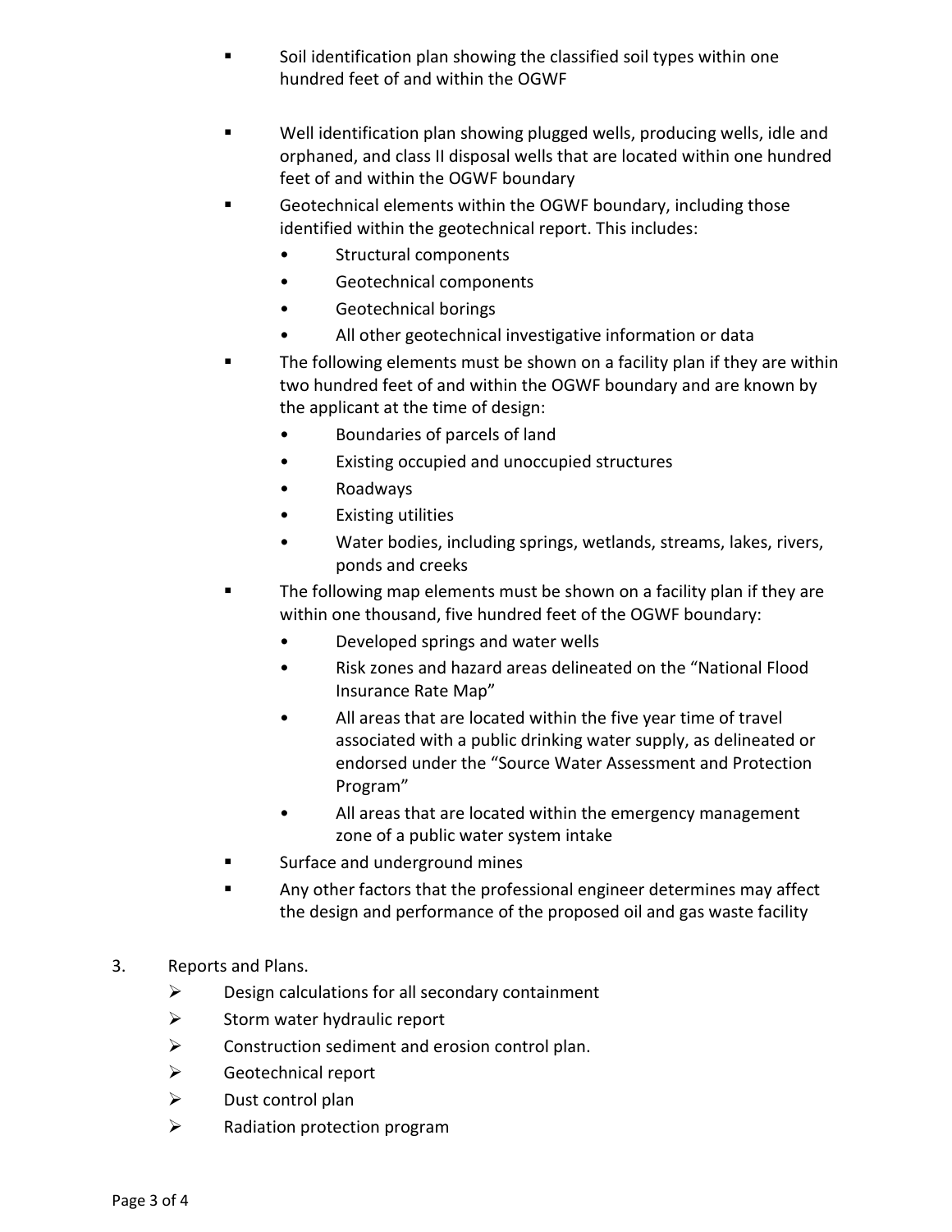- Soil identification plan showing the classified soil types within one hundred feet of and within the OGWF
- Well identification plan showing plugged wells, producing wells, idle and orphaned, and class II disposal wells that are located within one hundred feet of and within the OGWF boundary
- Geotechnical elements within the OGWF boundary, including those identified within the geotechnical report. This includes:
  - Structural components
  - Geotechnical components
  - Geotechnical borings
  - All other geotechnical investigative information or data
- The following elements must be shown on a facility plan if they are within two hundred feet of and within the OGWF boundary and are known by the applicant at the time of design:
  - Boundaries of parcels of land
  - Existing occupied and unoccupied structures
  - Roadways
  - Existing utilities
  - Water bodies, including springs, wetlands, streams, lakes, rivers, ponds and creeks
- The following map elements must be shown on a facility plan if they are within one thousand, five hundred feet of the OGWF boundary:
  - Developed springs and water wells
  - Risk zones and hazard areas delineated on the "National Flood Insurance Rate Map"
  - All areas that are located within the five year time of travel associated with a public drinking water supply, as delineated or endorsed under the "Source Water Assessment and Protection Program"
  - All areas that are located within the emergency management zone of a public water system intake
- Surface and underground mines
- Any other factors that the professional engineer determines may affect the design and performance of the proposed oil and gas waste facility

3. Reports and Plans.
   - Design calculations for all secondary containment
   - Storm water hydraulic report
   - Construction sediment and erosion control plan.
   - Geotechnical report
   - Dust control plan
   - Radiation protection program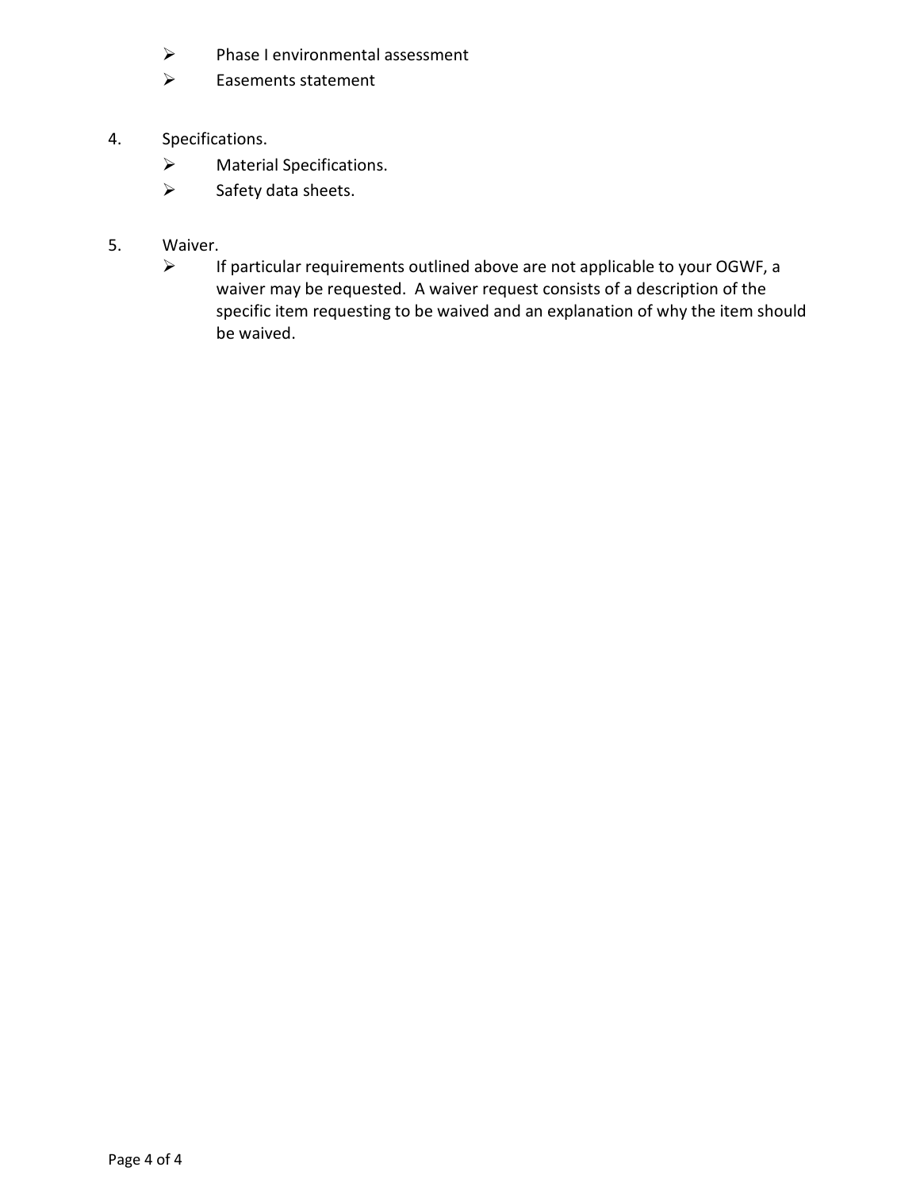- Phase I environmental assessment
- Easements statement

4. Specifications.
   - Material Specifications.
   - Safety data sheets.

5. Waiver.
   - If particular requirements outlined above are not applicable to your OGWF, a waiver may be requested. A waiver request consists of a description of the specific item requesting to be waived and an explanation of why the item should be waived.